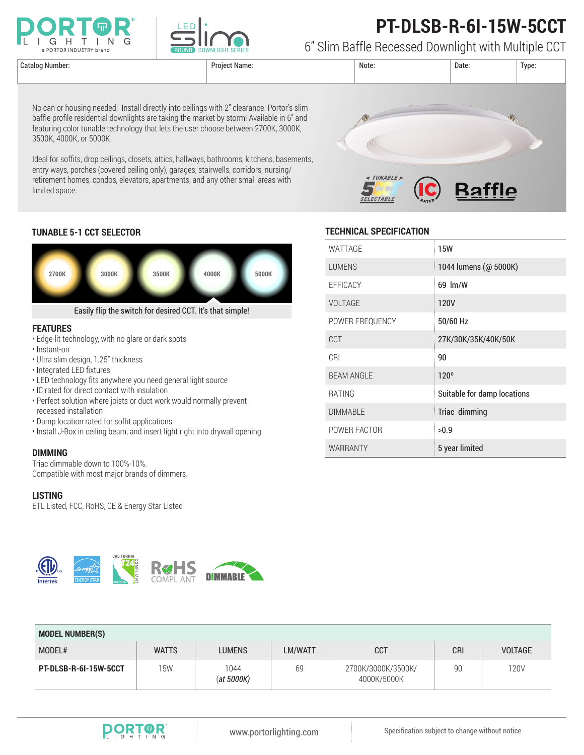# PT-DLSB-R-6I-15W-5CCT

6" Slim Baffle Recessed Downlight with Multiple CCT

| Catalog Number: | Project Name: | Note: | Date: | Type: |
|---|---|---|---|---|
| | | | | |

No can or housing needed! Install directly into ceilings with 2" clearance. Portor's slim baffle profile residential downlights are taking the market by storm! Available in 6" and featuring color tunable technology that lets the user choose between 2700K, 3000K, 3500K, 4000K, or 5000K.

Ideal for soffits, drop ceilings, closets, attics, hallways, bathrooms, kitchens, basements, entry ways, porches (covered ceiling only), garages, stairwells, corridors, nursing/ retirement homes, condos, elevators, apartments, and any other small areas with limited space.

## TUNABLE 5-1 CCT SELECTOR

2700K | 3000K | 3500K | 4000K | 5000K

Easily flip the switch for desired CCT. It's that simple!

## FEATURES

- Edge-lit technology, with no glare or dark spots
- Instant-on
- Ultra slim design, 1.25" thickness
- Integrated LED fixtures
- LED technology fits anywhere you need general light source
- IC rated for direct contact with insulation
- Perfect solution where joists or duct work would normally prevent recessed installation
- Damp location rated for soffit applications
- Install J-Box in ceiling beam, and insert light right into drywall opening

## DIMMING

Triac dimmable down to 100%-10%.
Compatible with most major brands of dimmers.

## LISTING

ETL Listed, FCC, RoHS, CE & Energy Star Listed

## TECHNICAL SPECIFICATION

| | |
|---|---|
| WATTAGE | 15W |
| LUMENS | 1044 lumens (@ 5000K) |
| EFFICACY | 69 lm/W |
| VOLTAGE | 120V |
| POWER FREQUENCY | 50/60 Hz |
| CCT | 27K/30K/35K/40K/50K |
| CRI | 90 |
| BEAM ANGLE | 120º |
| RATING | Suitable for damp locations |
| DIMMABLE | Triac dimming |
| POWER FACTOR | >0.9 |
| WARRANTY | 5 year limited |

## MODEL NUMBER(S)

| MODEL# | WATTS | LUMENS | LM/WATT | CCT | CRI | VOLTAGE |
|---|---|---|---|---|---|---|
| **PT-DLSB-R-6I-15W-5CCT** | 15W | 1044 (*at 5000K*) | 69 | 2700K/3000K/3500K/ 4000K/5000K | 90 | 120V |

www.portorlighting.com

Specification subject to change without notice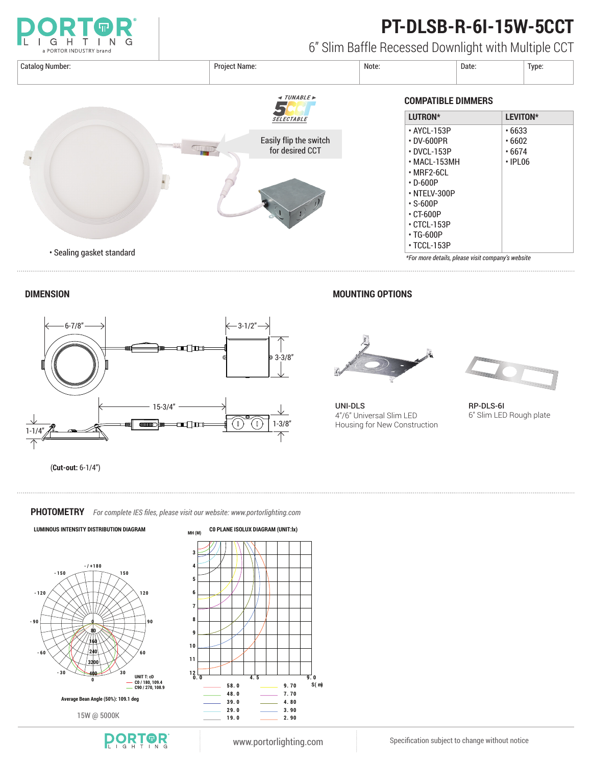# PT-DLSB-R-6I-15W-5CCT

6" Slim Baffle Recessed Downlight with Multiple CCT

| Catalog Number: | Project Name: | Note: | Date: | Type: |
|---|---|---|---|---|
| | | | | |

TUNABLE 5CCT SELECTABLE

Easily flip the switch for desired CCT

• Sealing gasket standard

## COMPATIBLE DIMMERS

| LUTRON* | LEVITON* |
|---|---|
| • AYCL-153P<br>• DV-600PR<br>• DVCL-153P<br>• MACL-153MH<br>• MRF2-6CL<br>• D-600P<br>• NTELV-300P<br>• S-600P<br>• CT-600P<br>• CTCL-153P<br>• TG-600P<br>• TCCL-153P | • 6633<br>• 6602<br>• 6674<br>• IPL06 |

*\*For more details, please visit company's website*

## DIMENSION

6-7/8"
3-1/2"
3-3/8"
15-3/4"
1-1/4"
1-3/8"

(**Cut-out:** 6-1/4")

## MOUNTING OPTIONS

**UNI-DLS**
4"/6" Universal Slim LED Housing for New Construction

**RP-DLS-6I**
6" Slim LED Rough plate

## PHOTOMETRY

*For complete IES files, please visit our website: www.portorlighting.com*

LUMINOUS INTENSITY DISTRIBUTION DIAGRAM

-/+180
-150
150
-120
120
-90
90
-60
60
-30
30
0
80
160
240
3200
400
UNIT T: cD
C0 / 180, 109.4
C90 / 270, 108.9

Average Bean Angle (50%): 109.1 deg

15W @ 5000K

C0 PLANE ISOLUX DIAGRAM (UNIT:lx)

MH (M)
3
4
5
6
7
8
9
10
11
12
0.0
4.5
9.0
S( m)

58.0
48.0
39.0
29.0
19.0
9.70
7.70
4.80
3.90
2.90

www.portorlighting.com

Specification subject to change without notice